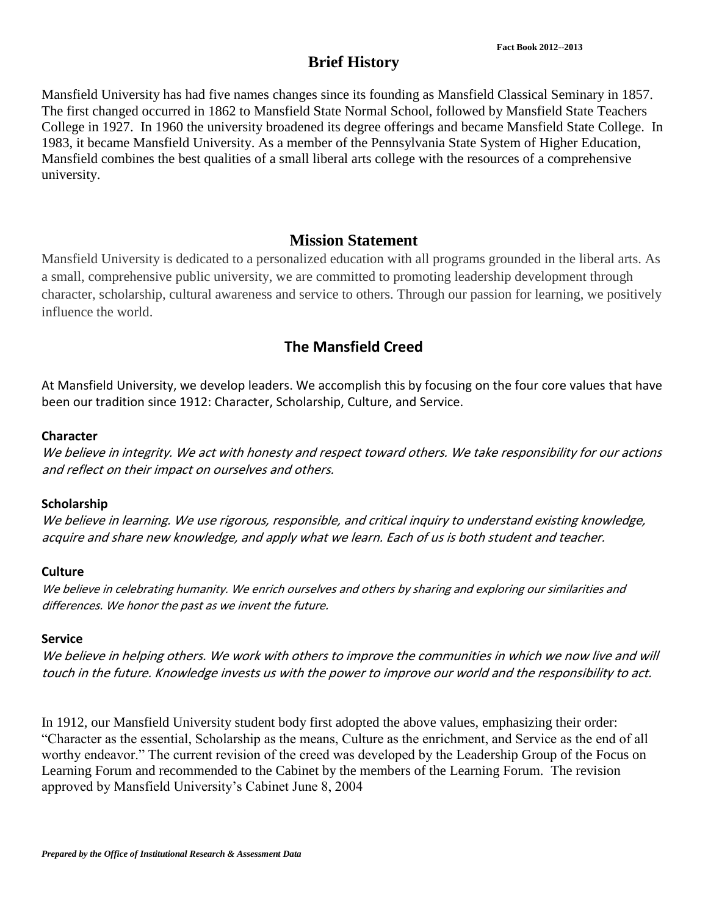## Brief History

Mansfield University has had five names changes since its founding as Mansfield Classical Seminary in 1857. The first changed occurred in 1862 to Mansfield State Normal School, followed by Mansfield State Teachers College in 1927. In 1960 the university broadened its degree offerings and became Mansfield State College. In 1983, it became Mansfield University. As a member of the Pennsylvania State System of Higher Education, Mansfield combines the best qualities of a small liberal arts college with the resources of a comprehensive university.

## Mission Statement

Mansfield University is dedicated to a personalized education with all programs grounded in the liberal arts. As a small, comprehensive public university, we are committed to promoting leadership development through character, scholarship, cultural awareness and service to others. Through our passion for learning, we positively influence the world.

## The Mansfield Creed

At Mansfield University, we develop leaders. We accomplish this by focusing on the four core values that have been our tradition since 1912: Character, Scholarship, Culture, and Service.

**Character**

*We believe in integrity. We act with honesty and respect toward others. We take responsibility for our actions and reflect on their impact on ourselves and others.*

**Scholarship**

*We believe in learning. We use rigorous, responsible, and critical inquiry to understand existing knowledge, acquire and share new knowledge, and apply what we learn. Each of us is both student and teacher.*

**Culture**

*We believe in celebrating humanity. We enrich ourselves and others by sharing and exploring our similarities and differences. We honor the past as we invent the future.*

**Service**

*We believe in helping others. We work with others to improve the communities in which we now live and will touch in the future. Knowledge invests us with the power to improve our world and the responsibility to act.*

In 1912, our Mansfield University student body first adopted the above values, emphasizing their order: "Character as the essential, Scholarship as the means, Culture as the enrichment, and Service as the end of all worthy endeavor." The current revision of the creed was developed by the Leadership Group of the Focus on Learning Forum and recommended to the Cabinet by the members of the Learning Forum. The revision approved by Mansfield University's Cabinet June 8, 2004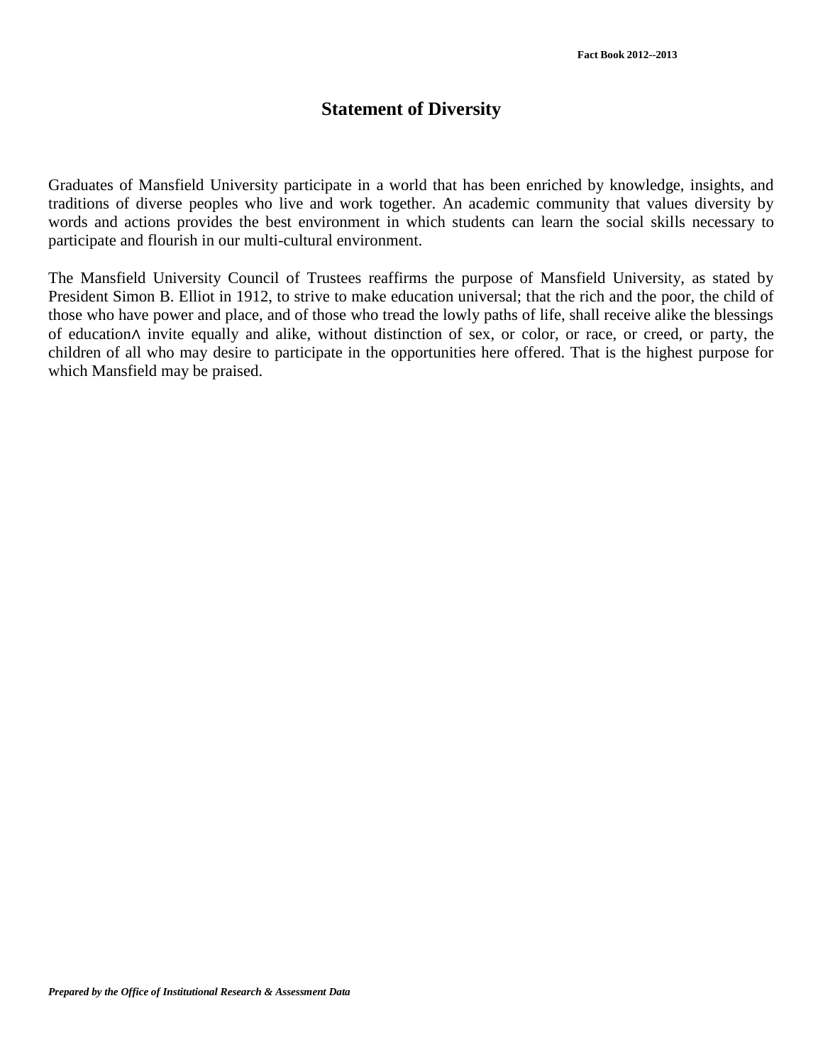# Statement of Diversity

Graduates of Mansfield University participate in a world that has been enriched by knowledge, insights, and traditions of diverse peoples who live and work together. An academic community that values diversity by words and actions provides the best environment in which students can learn the social skills necessary to participate and flourish in our multi-cultural environment.

The Mansfield University Council of Trustees reaffirms the purpose of Mansfield University, as stated by President Simon B. Elliot in 1912, to strive to make education universal; that the rich and the poor, the child of those who have power and place, and of those who tread the lowly paths of life, shall receive alike the blessings of education^ invite equally and alike, without distinction of sex, or color, or race, or creed, or party, the children of all who may desire to participate in the opportunities here offered. That is the highest purpose for which Mansfield may be praised.